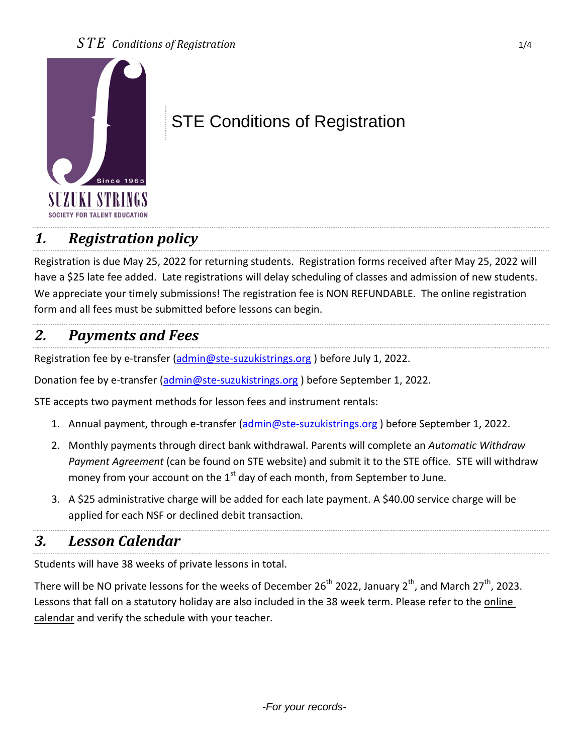# STE Conditions of Registration

## *1. Registration policy*

Registration is due May 25, 2022 for returning students. Registration forms received after May 25, 2022 will have a $25 late fee added. Late registrations will delay scheduling of classes and admission of new students. We appreciate your timely submissions! The registration fee is NON REFUNDABLE. The online registration form and all fees must be submitted before lessons can begin.

## *2. Payments and Fees*

Registration fee by e-transfer (admin@ste-suzukistrings.org ) before July 1, 2022.

Donation fee by e-transfer (admin@ste-suzukistrings.org ) before September 1, 2022.

STE accepts two payment methods for lesson fees and instrument rentals:

1. Annual payment, through e-transfer (admin@ste-suzukistrings.org ) before September 1, 2022.
2. Monthly payments through direct bank withdrawal. Parents will complete an *Automatic Withdraw Payment Agreement* (can be found on STE website) and submit it to the STE office. STE will withdraw money from your account on the 1st day of each month, from September to June.
3. A $25 administrative charge will be added for each late payment. A $40.00 service charge will be applied for each NSF or declined debit transaction.

## *3. Lesson Calendar*

Students will have 38 weeks of private lessons in total.

There will be NO private lessons for the weeks of December 26th 2022, January 2th, and March 27th, 2023. Lessons that fall on a statutory holiday are also included in the 38 week term. Please refer to the online calendar and verify the schedule with your teacher.

*-For your records-*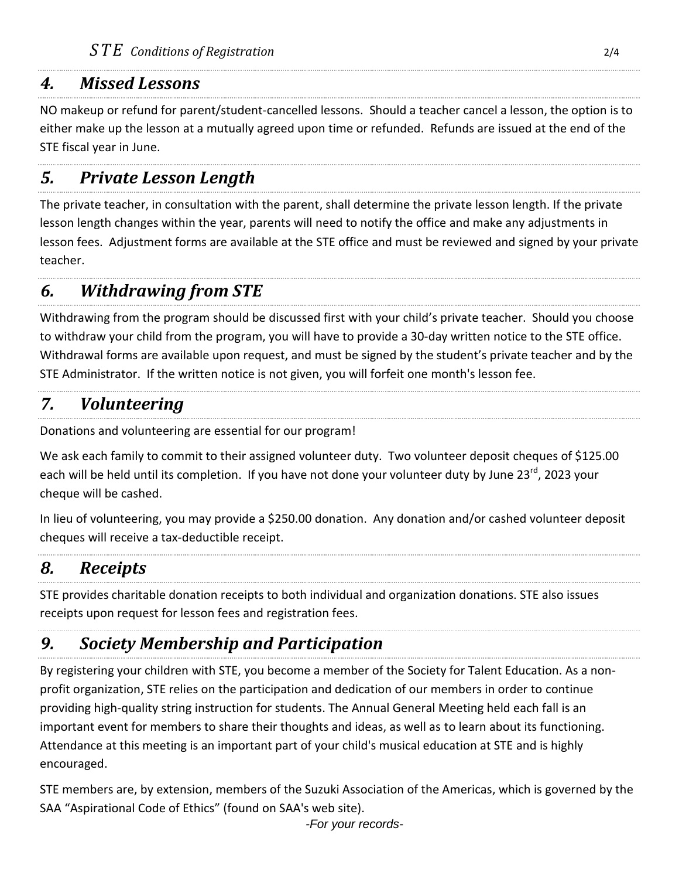## *4. Missed Lessons*

NO makeup or refund for parent/student-cancelled lessons. Should a teacher cancel a lesson, the option is to either make up the lesson at a mutually agreed upon time or refunded. Refunds are issued at the end of the STE fiscal year in June.

## *5. Private Lesson Length*

The private teacher, in consultation with the parent, shall determine the private lesson length. If the private lesson length changes within the year, parents will need to notify the office and make any adjustments in lesson fees. Adjustment forms are available at the STE office and must be reviewed and signed by your private teacher.

## *6. Withdrawing from STE*

Withdrawing from the program should be discussed first with your child's private teacher. Should you choose to withdraw your child from the program, you will have to provide a 30-day written notice to the STE office. Withdrawal forms are available upon request, and must be signed by the student's private teacher and by the STE Administrator. If the written notice is not given, you will forfeit one month's lesson fee.

## *7. Volunteering*

Donations and volunteering are essential for our program!

We ask each family to commit to their assigned volunteer duty. Two volunteer deposit cheques of $125.00 each will be held until its completion. If you have not done your volunteer duty by June 23rd, 2023 your cheque will be cashed.

In lieu of volunteering, you may provide a $250.00 donation. Any donation and/or cashed volunteer deposit cheques will receive a tax-deductible receipt.

## *8. Receipts*

STE provides charitable donation receipts to both individual and organization donations. STE also issues receipts upon request for lesson fees and registration fees.

## *9. Society Membership and Participation*

By registering your children with STE, you become a member of the Society for Talent Education. As a non-profit organization, STE relies on the participation and dedication of our members in order to continue providing high-quality string instruction for students. The Annual General Meeting held each fall is an important event for members to share their thoughts and ideas, as well as to learn about its functioning. Attendance at this meeting is an important part of your child's musical education at STE and is highly encouraged.

STE members are, by extension, members of the Suzuki Association of the Americas, which is governed by the SAA "Aspirational Code of Ethics" (found on SAA's web site).

*-For your records-*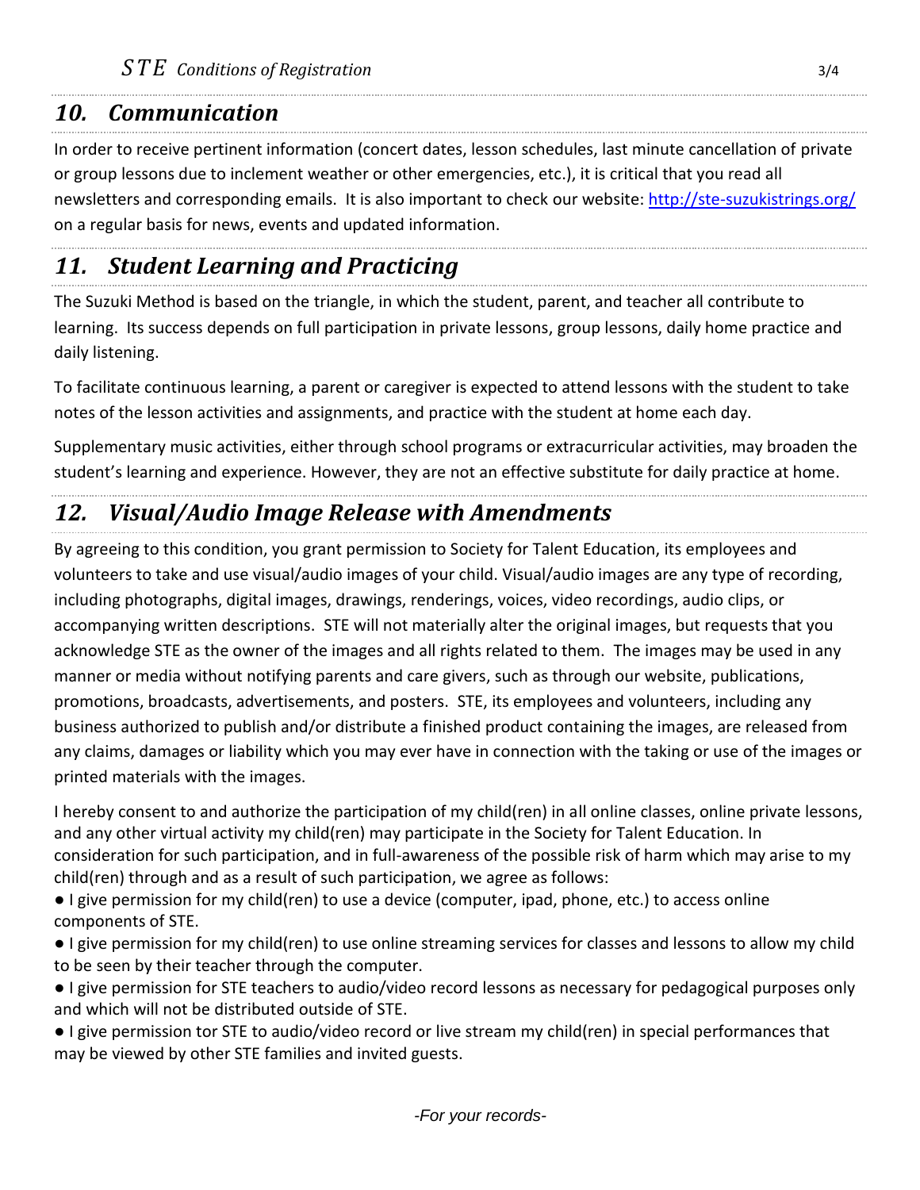## *10. Communication*

In order to receive pertinent information (concert dates, lesson schedules, last minute cancellation of private or group lessons due to inclement weather or other emergencies, etc.), it is critical that you read all newsletters and corresponding emails. It is also important to check our website: [http://ste-suzukistrings.org/](http://ste-suzukistrings.org/) on a regular basis for news, events and updated information.

## *11. Student Learning and Practicing*

The Suzuki Method is based on the triangle, in which the student, parent, and teacher all contribute to learning. Its success depends on full participation in private lessons, group lessons, daily home practice and daily listening.

To facilitate continuous learning, a parent or caregiver is expected to attend lessons with the student to take notes of the lesson activities and assignments, and practice with the student at home each day.

Supplementary music activities, either through school programs or extracurricular activities, may broaden the student's learning and experience. However, they are not an effective substitute for daily practice at home.

## *12. Visual/Audio Image Release with Amendments*

By agreeing to this condition, you grant permission to Society for Talent Education, its employees and volunteers to take and use visual/audio images of your child. Visual/audio images are any type of recording, including photographs, digital images, drawings, renderings, voices, video recordings, audio clips, or accompanying written descriptions. STE will not materially alter the original images, but requests that you acknowledge STE as the owner of the images and all rights related to them. The images may be used in any manner or media without notifying parents and care givers, such as through our website, publications, promotions, broadcasts, advertisements, and posters. STE, its employees and volunteers, including any business authorized to publish and/or distribute a finished product containing the images, are released from any claims, damages or liability which you may ever have in connection with the taking or use of the images or printed materials with the images.

I hereby consent to and authorize the participation of my child(ren) in all online classes, online private lessons, and any other virtual activity my child(ren) may participate in the Society for Talent Education. In consideration for such participation, and in full-awareness of the possible risk of harm which may arise to my child(ren) through and as a result of such participation, we agree as follows:

- I give permission for my child(ren) to use a device (computer, ipad, phone, etc.) to access online components of STE.
- I give permission for my child(ren) to use online streaming services for classes and lessons to allow my child to be seen by their teacher through the computer.
- I give permission for STE teachers to audio/video record lessons as necessary for pedagogical purposes only and which will not be distributed outside of STE.
- I give permission tor STE to audio/video record or live stream my child(ren) in special performances that may be viewed by other STE families and invited guests.

*-For your records-*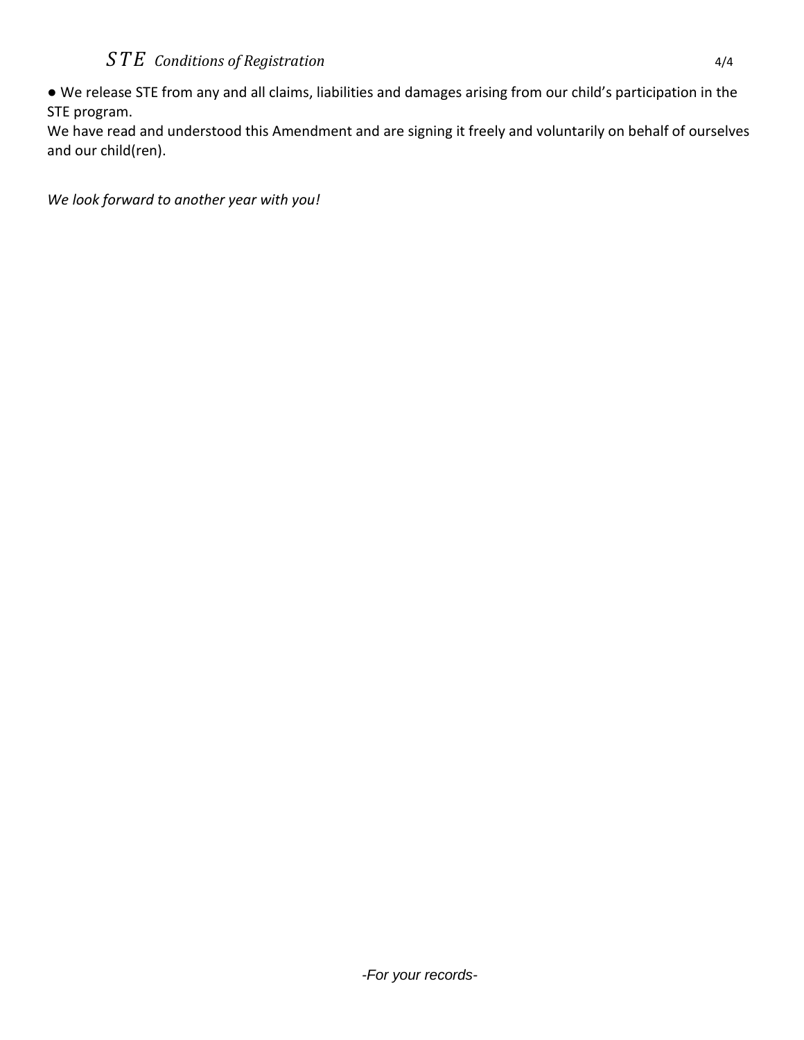- We release STE from any and all claims, liabilities and damages arising from our child's participation in the STE program.

We have read and understood this Amendment and are signing it freely and voluntarily on behalf of ourselves and our child(ren).

*We look forward to another year with you!*

*-For your records-*